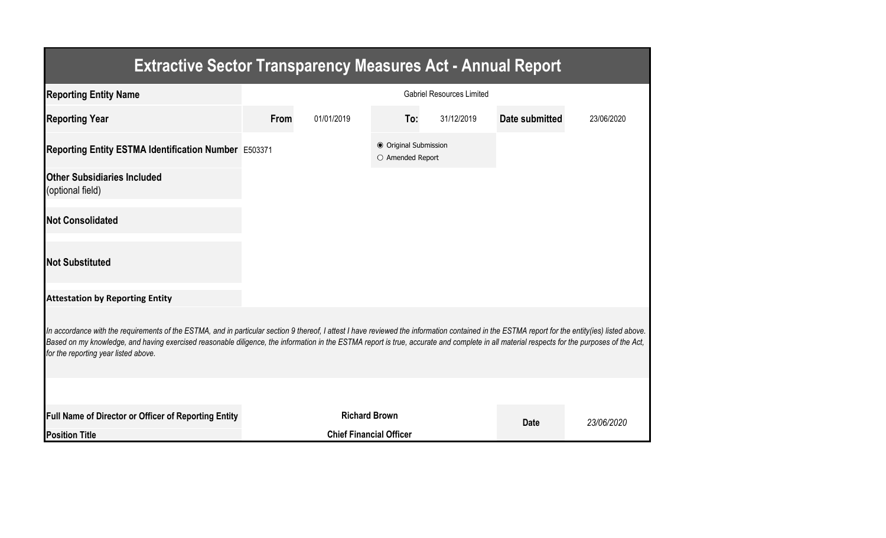# Extractive Sector Transparency Measures Act - Annual Report

| | | | | | | |
|---|---|---|---|---|---|---|
| **Reporting Entity Name** | Gabriel Resources Limited | | | | | |
| **Reporting Year** | **From** | 01/01/2019 | **To:** | 31/12/2019 | **Date submitted** | 23/06/2020 |
| **Reporting Entity ESTMA Identification Number** | E503371 | | ◉ Original Submission ○ Amended Report | | | |
| **Other Subsidiaries Included** (optional field) | | | | | | |
| **Not Consolidated** | | | | | | |
| **Not Substituted** | | | | | | |

**Attestation by Reporting Entity**

*In accordance with the requirements of the ESTMA, and in particular section 9 thereof, I attest I have reviewed the information contained in the ESTMA report for the entity(ies) listed above. Based on my knowledge, and having exercised reasonable diligence, the information in the ESTMA report is true, accurate and complete in all material respects for the purposes of the Act, for the reporting year listed above.*

| | | | |
|---|---|---|---|
| **Full Name of Director or Officer of Reporting Entity** | **Richard Brown** | **Date** | *23/06/2020* |
| **Position Title** | **Chief Financial Officer** | | |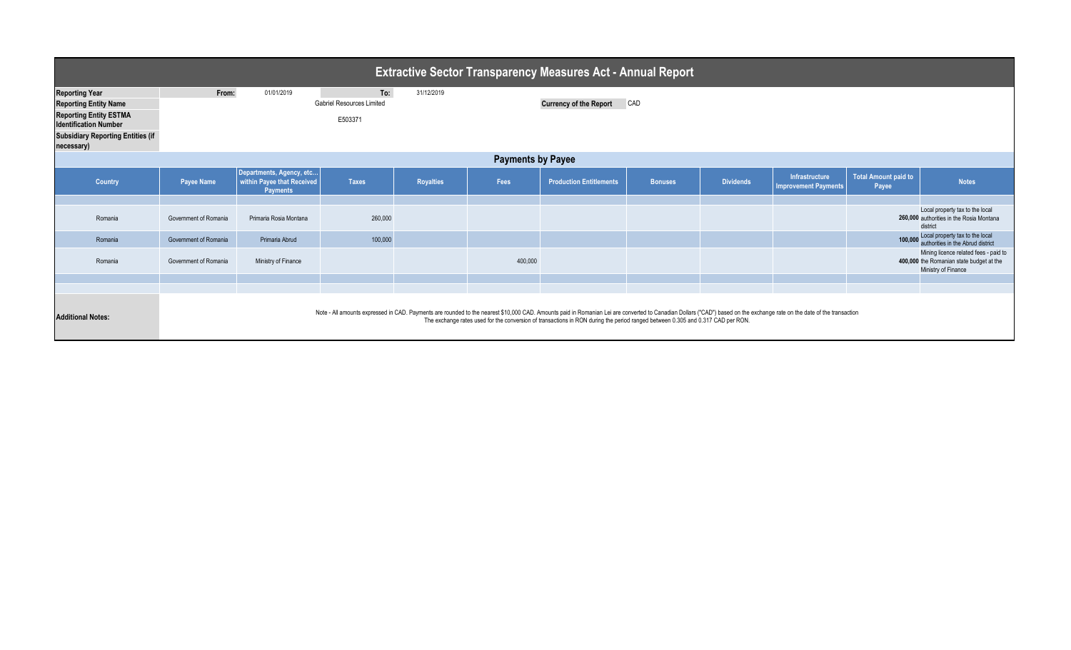# Extractive Sector Transparency Measures Act - Annual Report

| | | | |
|---|---|---|---|
| **Reporting Year** | From: 01/01/2019 | To: 31/12/2019 | |
| **Reporting Entity Name** | Gabriel Resources Limited | **Currency of the Report** | CAD |
| **Reporting Entity ESTMA Identification Number** | E503371 | | |
| **Subsidiary Reporting Entities (if necessary)** | | | |

## Payments by Payee

| Country | Payee Name | Departments, Agency, etc... within Payee that Received Payments | Taxes | Royalties | Fees | Production Entitlements | Bonuses | Dividends | Infrastructure Improvement Payments | Total Amount paid to Payee | Notes |
|---|---|---|---|---|---|---|---|---|---|---|---|
| Romania | Government of Romania | Primaria Rosia Montana | 260,000 | | | | | | | 260,000 | Local property tax to the local authorities in the Rosia Montana district |
| Romania | Government of Romania | Primaria Abrud | 100,000 | | | | | | | 100,000 | Local property tax to the local authorities in the Abrud district |
| Romania | Government of Romania | Ministry of Finance | | | 400,000 | | | | | 400,000 | Mining licence related fees - paid to the Romanian state budget at the Ministry of Finance |

**Additional Notes:**

Note - All amounts expressed in CAD. Payments are rounded to the nearest $10,000 CAD. Amounts paid in Romanian Lei are converted to Canadian Dollars ("CAD") based on the exchange rate on the date of the transaction
The exchange rates used for the conversion of transactions in RON during the period ranged between 0.305 and 0.317 CAD per RON.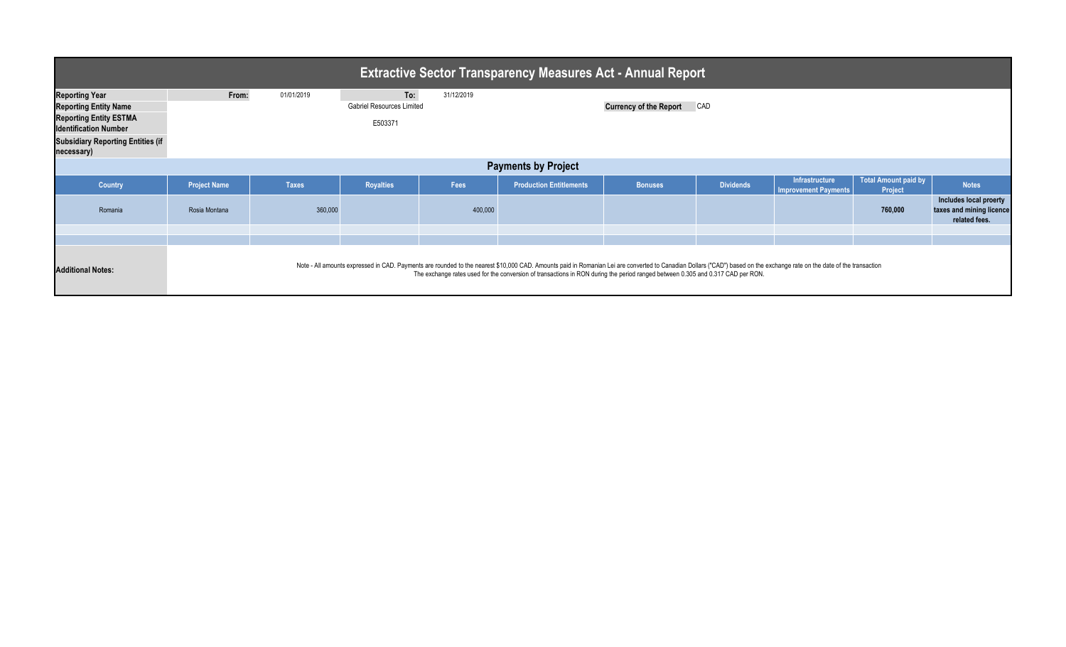# Extractive Sector Transparency Measures Act - Annual Report

| | | | | | |
|---|---|---|---|---|---|
| **Reporting Year** | **From:** | 01/01/2019 | **To:** | 31/12/2019 | |
| **Reporting Entity Name** | | Gabriel Resources Limited | | **Currency of the Report** | CAD |
| **Reporting Entity ESTMA Identification Number** | | E503371 | | | |
| **Subsidiary Reporting Entities (if necessary)** | | | | | |

## Payments by Project

| Country | Project Name | Taxes | Royalties | Fees | Production Entitlements | Bonuses | Dividends | Infrastructure Improvement Payments | Total Amount paid by Project | Notes |
|---|---|---|---|---|---|---|---|---|---|---|
| Romania | Rosia Montana | 360,000 | | 400,000 | | | | | **760,000** | **Includes local proerty taxes and mining licence related fees.** |
| | | | | | | | | | | |
| | | | | | | | | | | |

**Additional Notes:**

Note - All amounts expressed in CAD. Payments are rounded to the nearest $10,000 CAD. Amounts paid in Romanian Lei are converted to Canadian Dollars ("CAD") based on the exchange rate on the date of the transaction
The exchange rates used for the conversion of transactions in RON during the period ranged between 0.305 and 0.317 CAD per RON.